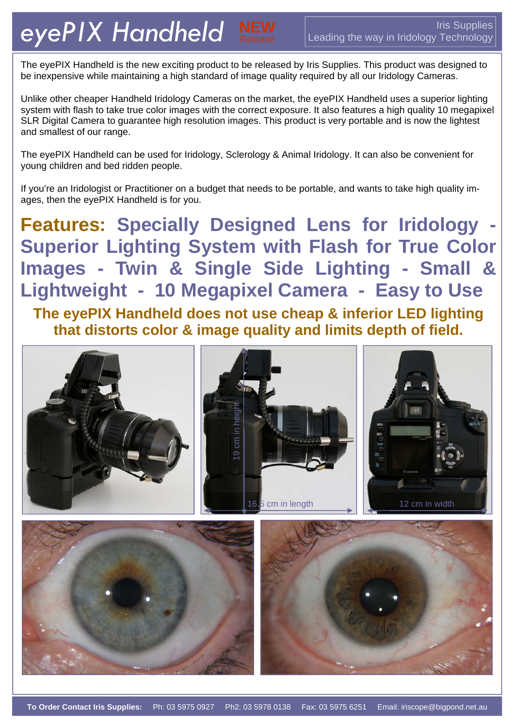# eyePIX Handheld NEW Release

Iris Supplies
Leading the way in Iridology Technology

The eyePIX Handheld is the new exciting product to be released by Iris Supplies. This product was designed to be inexpensive while maintaining a high standard of image quality required by all our Iridology Cameras.

Unlike other cheaper Handheld Iridology Cameras on the market, the eyePIX Handheld uses a superior lighting system with flash to take true color images with the correct exposure. It also features a high quality 10 megapixel SLR Digital Camera to guarantee high resolution images. This product is very portable and is now the lightest and smallest of our range.

The eyePIX Handheld can be used for Iridology, Sclerology & Animal Iridology. It can also be convenient for young children and bed ridden people.

If you're an Iridologist or Practitioner on a budget that needs to be portable, and wants to take high quality images, then the eyePIX Handheld is for you.

## Features: Specially Designed Lens for Iridology - Superior Lighting System with Flash for True Color Images - Twin & Single Side Lighting - Small & Lightweight - 10 Megapixel Camera - Easy to Use

**The eyePIX Handheld does not use cheap & inferior LED lighting that distorts color & image quality and limits depth of field.**

19 cm in height

16.5 cm in length

12 cm in width

**To Order Contact Iris Supplies:** Ph: 03 5975 0927 Ph2: 03 5978 0138 Fax: 03 5975 6251 Email: iriscope@bigpond.net.au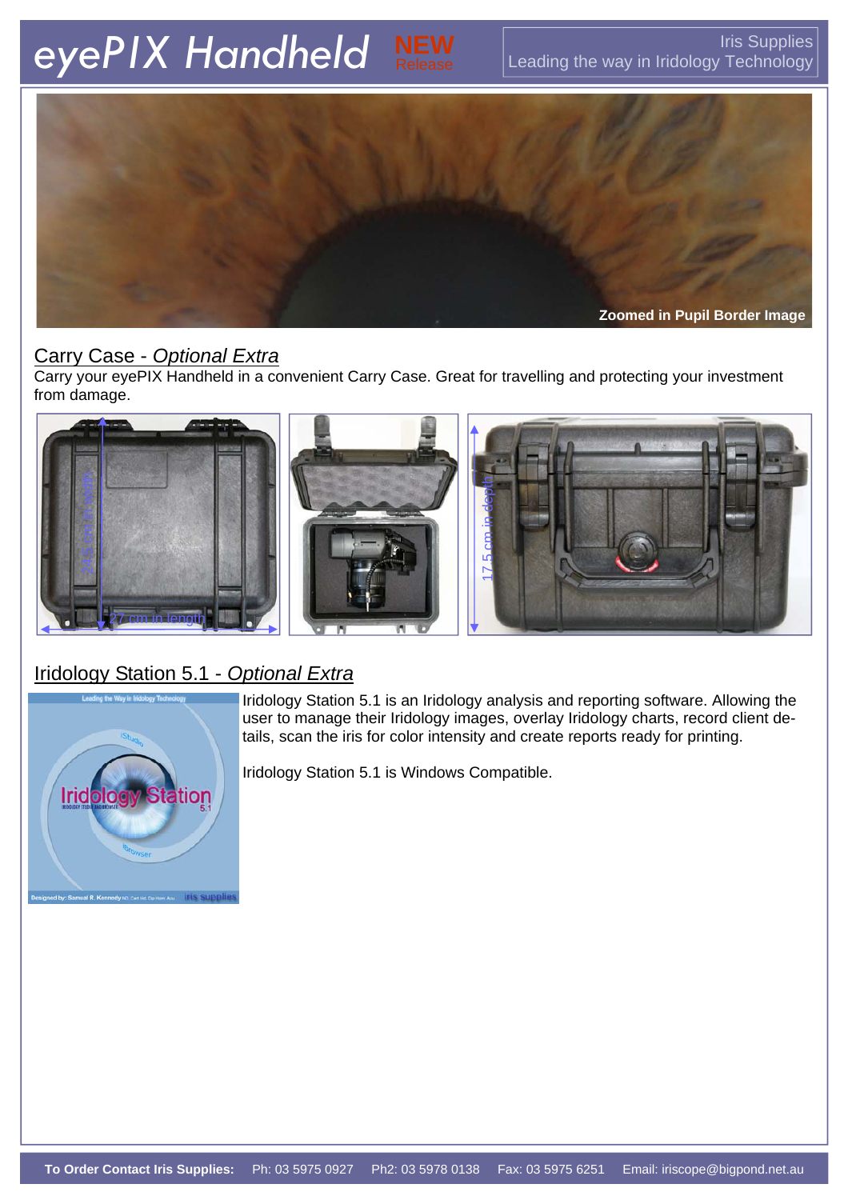# eyePIX Handheld NEW Release

Iris Supplies
Leading the way in Iridology Technology

Zoomed in Pupil Border Image

## Carry Case - *Optional Extra*

Carry your eyePIX Handheld in a convenient Carry Case. Great for travelling and protecting your investment from damage.

27 cm in length

24.5 cm in width

17.5 cm in depth

## Iridology Station 5.1 - *Optional Extra*

Iridology Station 5.1 is an Iridology analysis and reporting software. Allowing the user to manage their Iridology images, overlay Iridology charts, record client details, scan the iris for color intensity and create reports ready for printing.

Iridology Station 5.1 is Windows Compatible.

**To Order Contact Iris Supplies:** Ph: 03 5975 0927 Ph2: 03 5978 0138 Fax: 03 5975 6251 Email: iriscope@bigpond.net.au